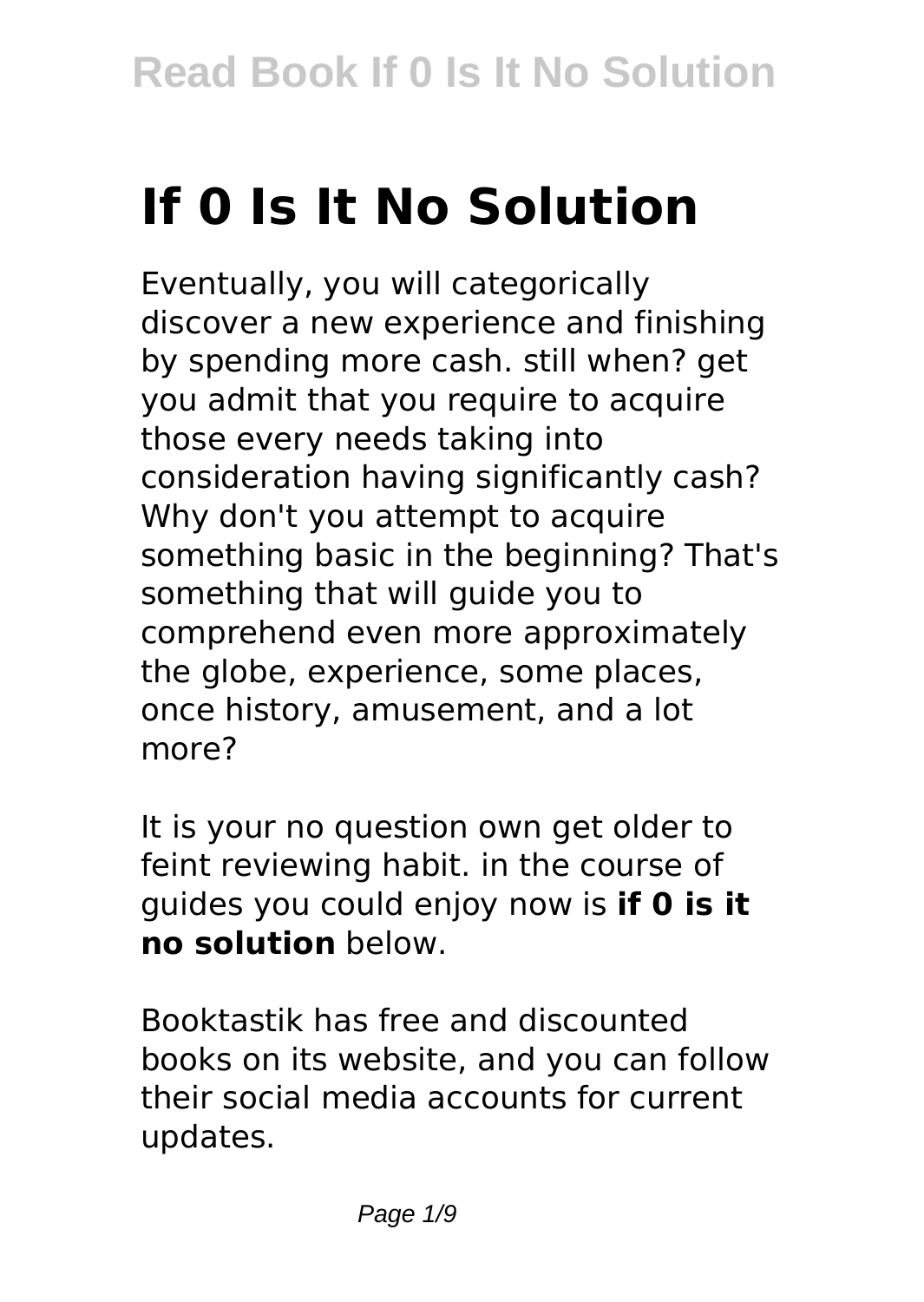# If 0 Is It No Solution

Eventually, you will categorically discover a new experience and finishing by spending more cash. still when? get you admit that you require to acquire those every needs taking into consideration having significantly cash? Why don't you attempt to acquire something basic in the beginning? That's something that will guide you to comprehend even more approximately the globe, experience, some places, once history, amusement, and a lot more?

It is your no question own get older to feint reviewing habit. in the course of guides you could enjoy now is **if 0 is it no solution** below.

Booktastik has free and discounted books on its website, and you can follow their social media accounts for current updates.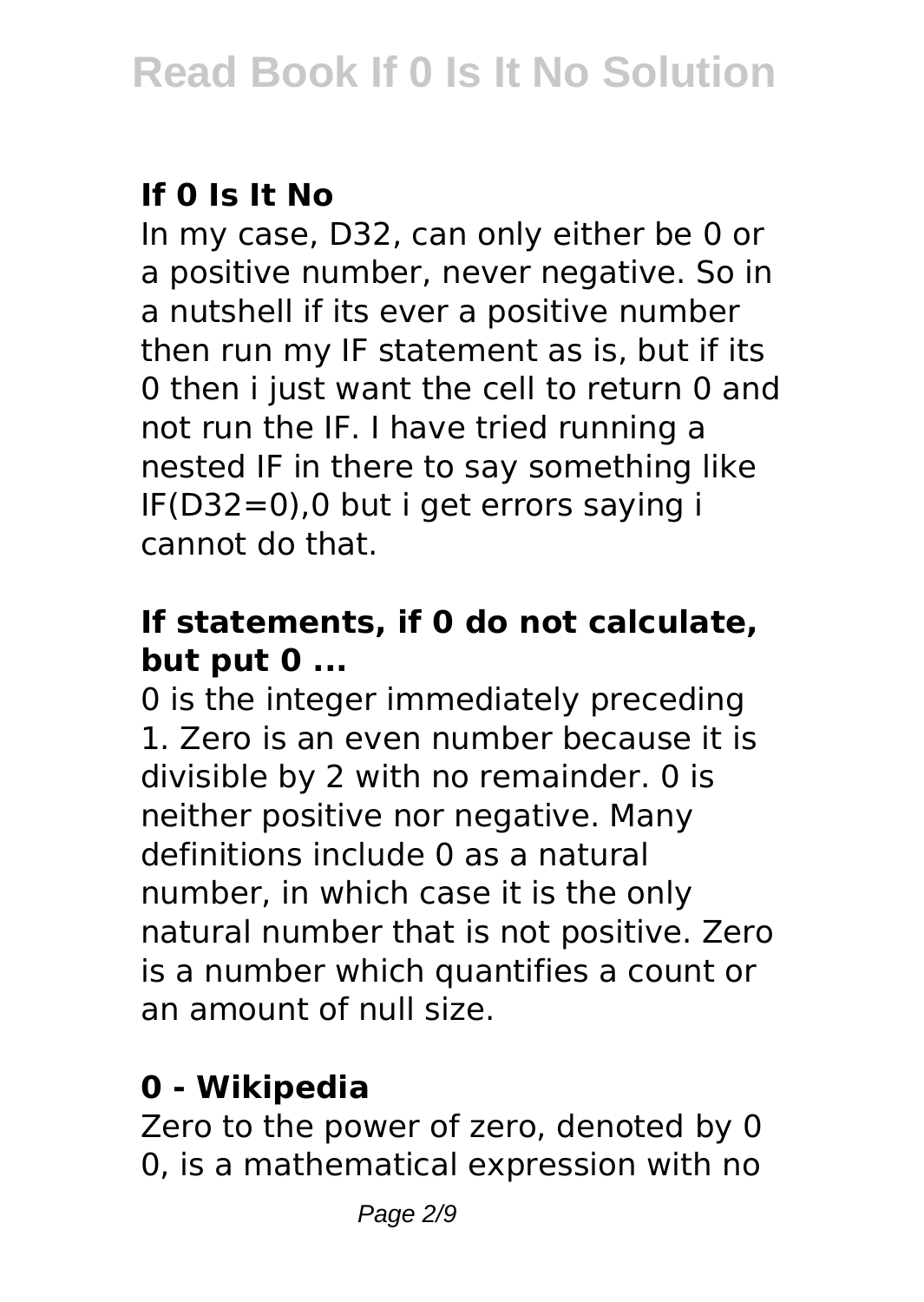### If 0 Is It No

In my case, D32, can only either be 0 or a positive number, never negative. So in a nutshell if its ever a positive number then run my IF statement as is, but if its 0 then i just want the cell to return 0 and not run the IF. I have tried running a nested IF in there to say something like IF(D32=0),0 but i get errors saying i cannot do that.

### If statements, if 0 do not calculate, but put 0 ...

0 is the integer immediately preceding 1. Zero is an even number because it is divisible by 2 with no remainder. 0 is neither positive nor negative. Many definitions include 0 as a natural number, in which case it is the only natural number that is not positive. Zero is a number which quantifies a count or an amount of null size.

### 0 - Wikipedia

Zero to the power of zero, denoted by 0 0, is a mathematical expression with no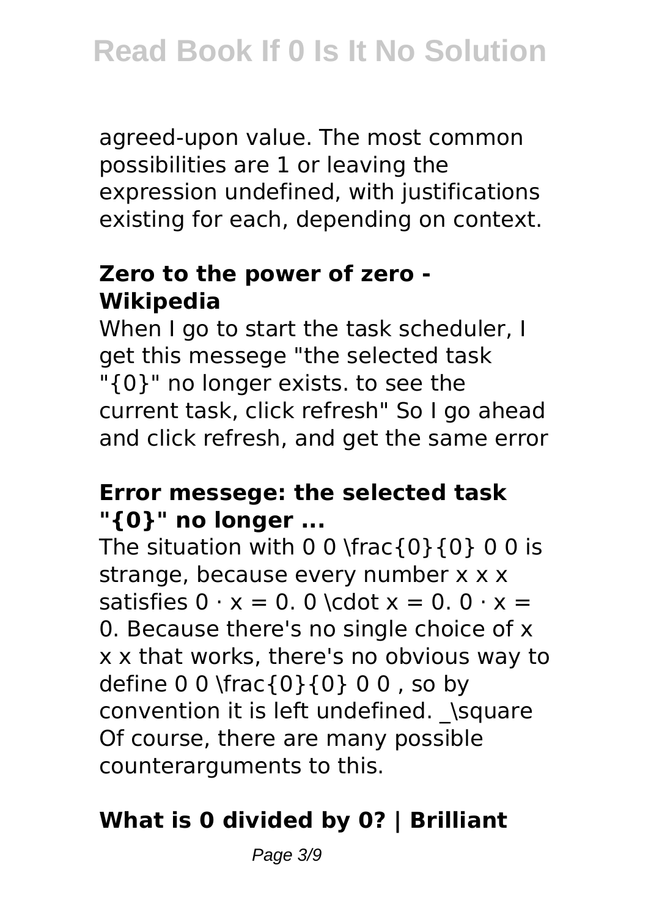agreed-upon value. The most common possibilities are 1 or leaving the expression undefined, with justifications existing for each, depending on context.

### **Zero to the power of zero - Wikipedia**

When I go to start the task scheduler, I get this messege "the selected task "{0}" no longer exists. to see the current task, click refresh" So I go ahead and click refresh, and get the same error

### **Error messege: the selected task "{0}" no longer ...**

The situation with $\frac{0}{0}$ is strange, because every number $x$ satisfies $0 \cdot x = 0$. Because there's no single choice of $x$ that works, there's no obvious way to define $\frac{0}{0}$, so by convention it is left undefined. $\square$ Of course, there are many possible counterarguments to this.

### **What is 0 divided by 0? | Brilliant**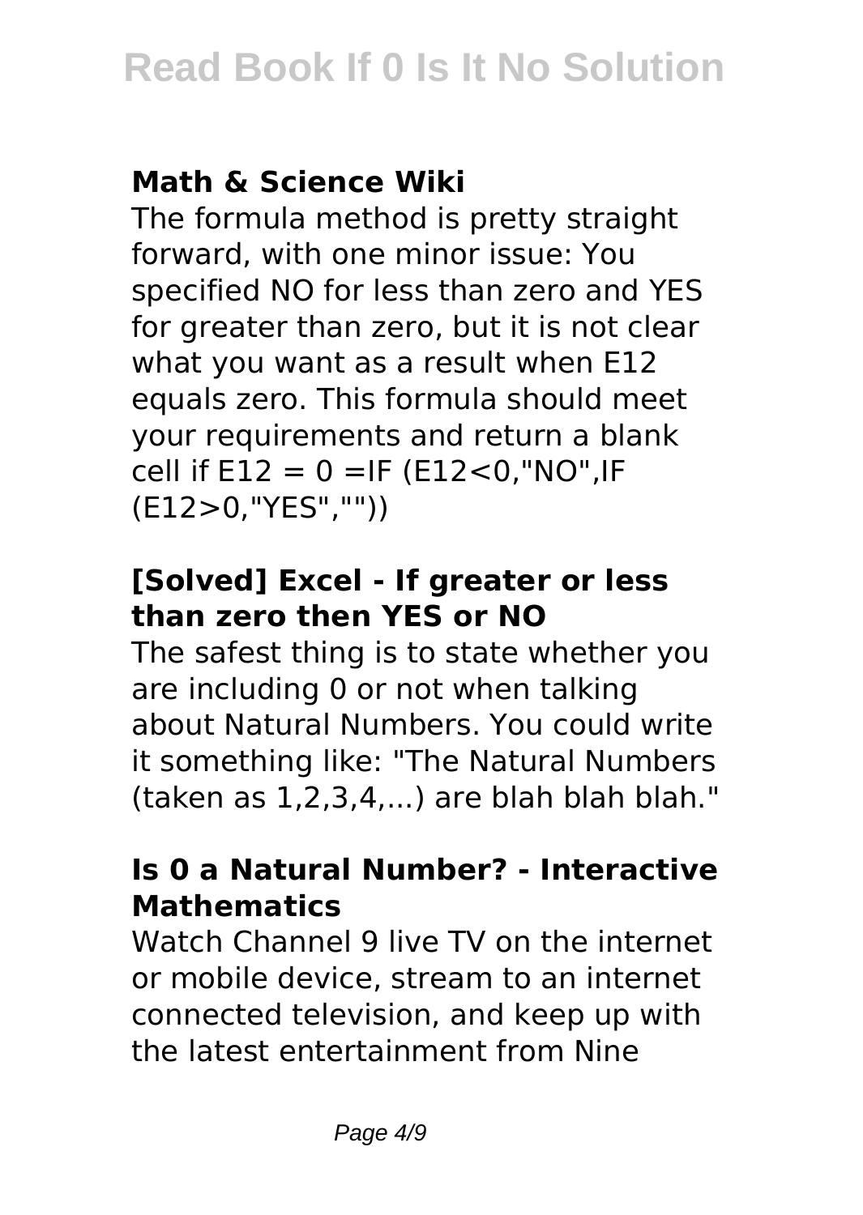### Math & Science Wiki

The formula method is pretty straight forward, with one minor issue: You specified NO for less than zero and YES for greater than zero, but it is not clear what you want as a result when E12 equals zero. This formula should meet your requirements and return a blank cell if E12 = 0 =IF (E12<0,"NO",IF (E12>0,"YES",""))

### [Solved] Excel - If greater or less than zero then YES or NO

The safest thing is to state whether you are including 0 or not when talking about Natural Numbers. You could write it something like: "The Natural Numbers (taken as 1,2,3,4,...) are blah blah blah."

### Is 0 a Natural Number? - Interactive Mathematics

Watch Channel 9 live TV on the internet or mobile device, stream to an internet connected television, and keep up with the latest entertainment from Nine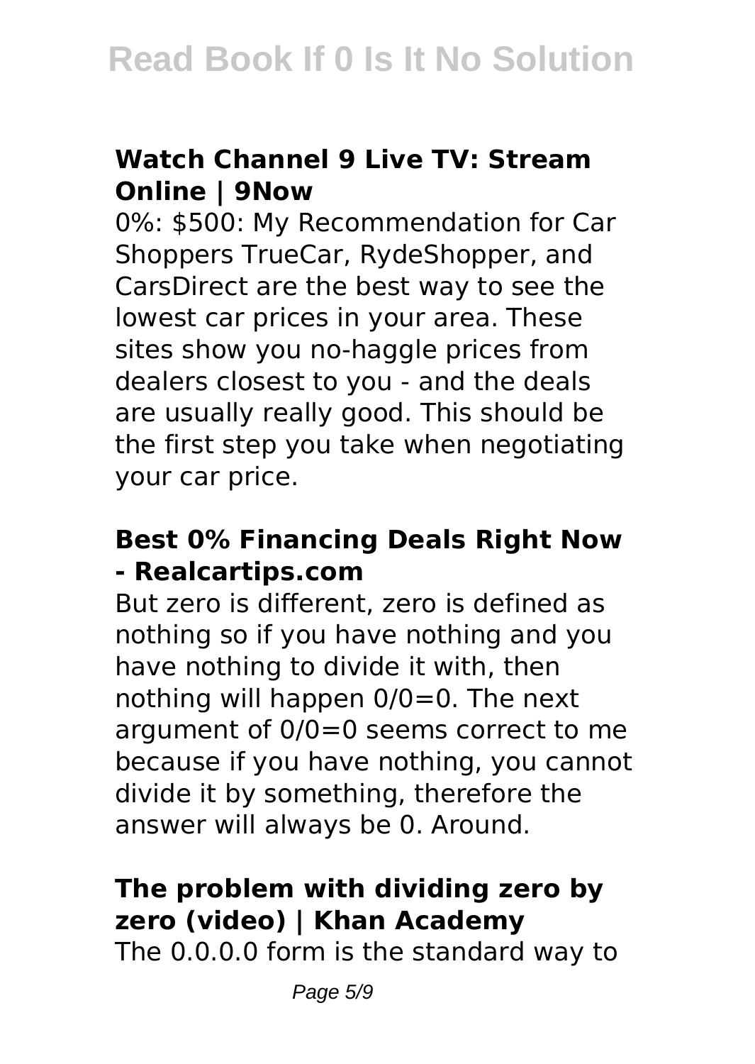### Watch Channel 9 Live TV: Stream Online | 9Now

0%: $500: My Recommendation for Car Shoppers TrueCar, RydeShopper, and CarsDirect are the best way to see the lowest car prices in your area. These sites show you no-haggle prices from dealers closest to you - and the deals are usually really good. This should be the first step you take when negotiating your car price.

### Best 0% Financing Deals Right Now - Realcartips.com

But zero is different, zero is defined as nothing so if you have nothing and you have nothing to divide it with, then nothing will happen 0/0=0. The next argument of 0/0=0 seems correct to me because if you have nothing, you cannot divide it by something, therefore the answer will always be 0. Around.

### The problem with dividing zero by zero (video) | Khan Academy

The 0.0.0.0 form is the standard way to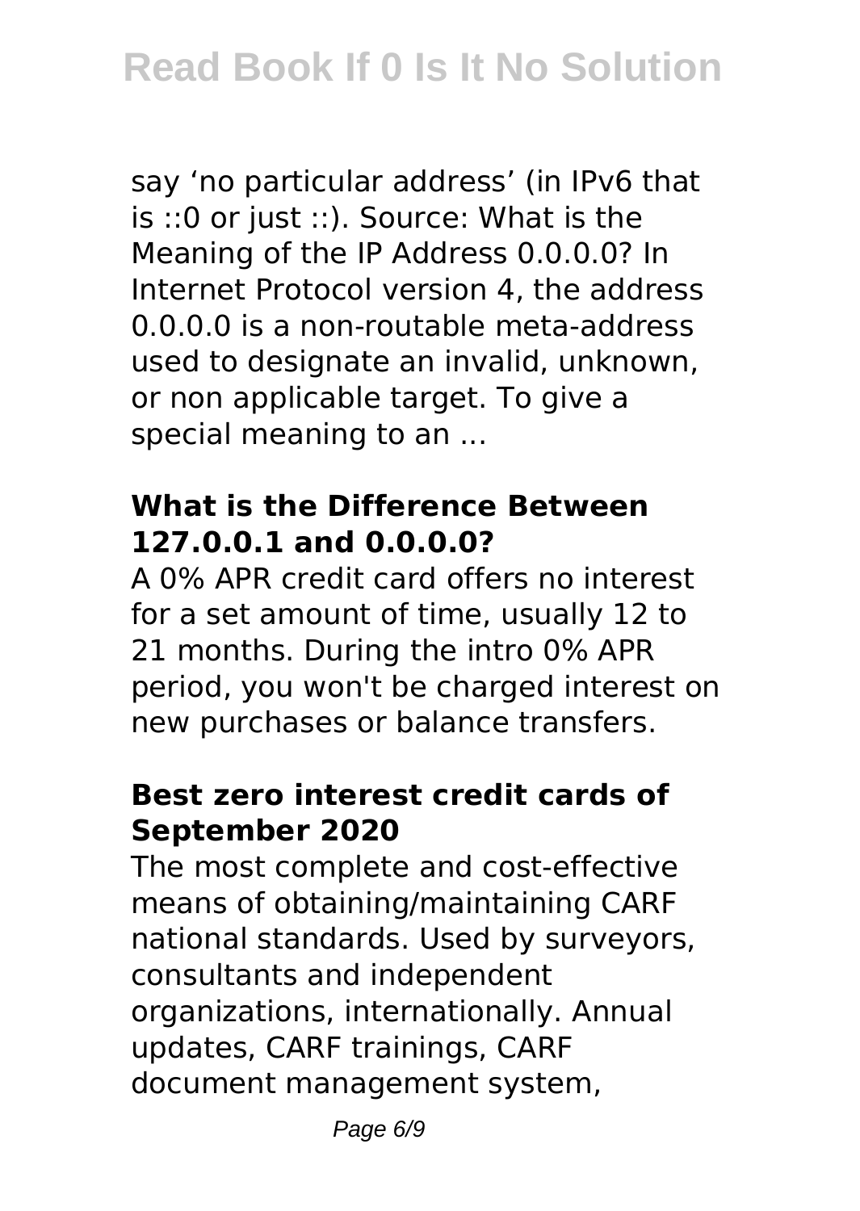say ‘no particular address’ (in IPv6 that is ::0 or just ::). Source: What is the Meaning of the IP Address 0.0.0.0? In Internet Protocol version 4, the address 0.0.0.0 is a non-routable meta-address used to designate an invalid, unknown, or non applicable target. To give a special meaning to an ...

### What is the Difference Between 127.0.0.1 and 0.0.0.0?

A 0% APR credit card offers no interest for a set amount of time, usually 12 to 21 months. During the intro 0% APR period, you won't be charged interest on new purchases or balance transfers.

### Best zero interest credit cards of September 2020

The most complete and cost-effective means of obtaining/maintaining CARF national standards. Used by surveyors, consultants and independent organizations, internationally. Annual updates, CARF trainings, CARF document management system,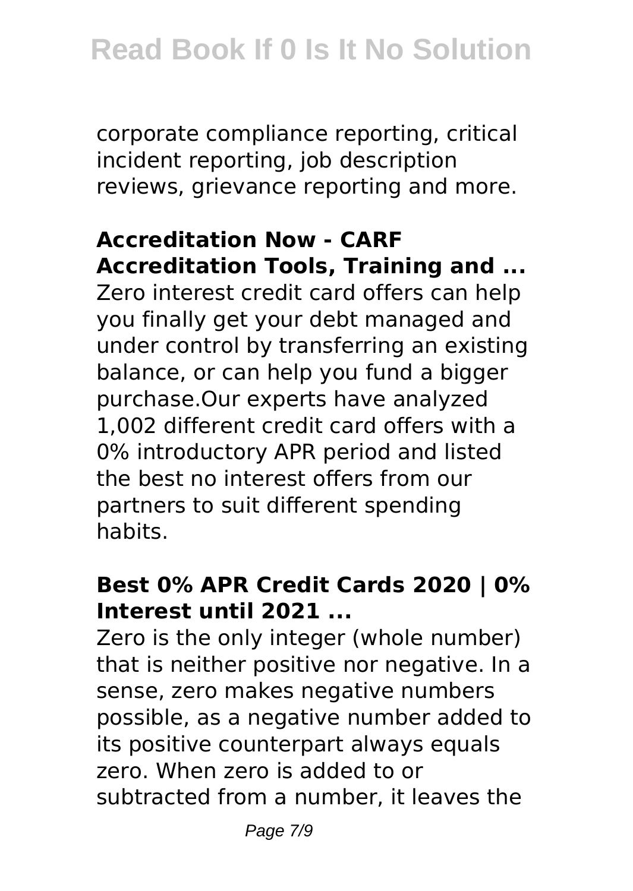corporate compliance reporting, critical incident reporting, job description reviews, grievance reporting and more.

### Accreditation Now - CARF Accreditation Tools, Training and ...

Zero interest credit card offers can help you finally get your debt managed and under control by transferring an existing balance, or can help you fund a bigger purchase.Our experts have analyzed 1,002 different credit card offers with a 0% introductory APR period and listed the best no interest offers from our partners to suit different spending habits.

### Best 0% APR Credit Cards 2020 | 0% Interest until 2021 ...

Zero is the only integer (whole number) that is neither positive nor negative. In a sense, zero makes negative numbers possible, as a negative number added to its positive counterpart always equals zero. When zero is added to or subtracted from a number, it leaves the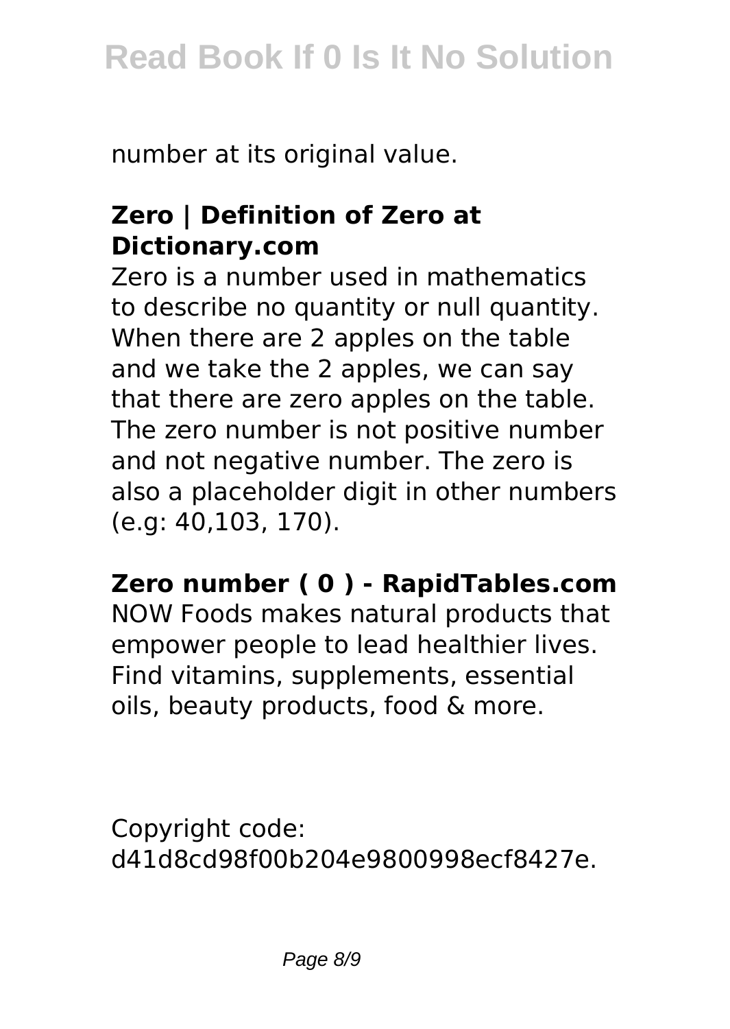number at its original value.

## Zero | Definition of Zero at Dictionary.com

Zero is a number used in mathematics to describe no quantity or null quantity. When there are 2 apples on the table and we take the 2 apples, we can say that there are zero apples on the table. The zero number is not positive number and not negative number. The zero is also a placeholder digit in other numbers (e.g: 40,103, 170).

## Zero number ( 0 ) - RapidTables.com

NOW Foods makes natural products that empower people to lead healthier lives. Find vitamins, supplements, essential oils, beauty products, food & more.

Copyright code: d41d8cd98f00b204e9800998ecf8427e.